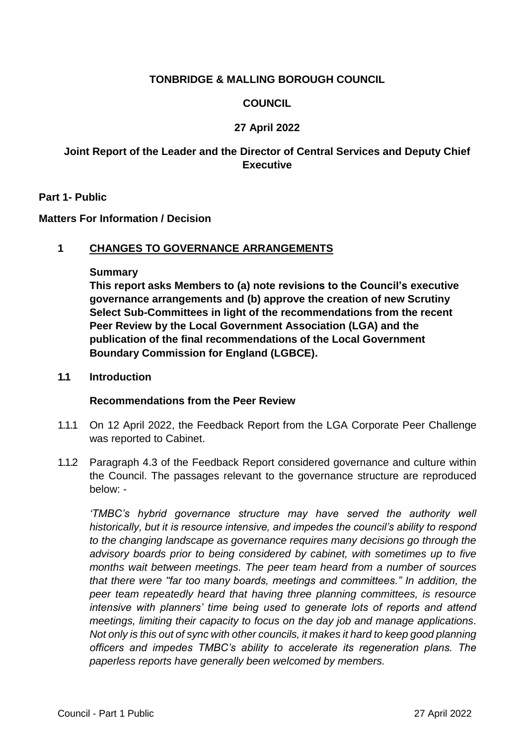**TONBRIDGE & MALLING BOROUGH COUNCIL**

**COUNCIL**

**27 April 2022**

**Joint Report of the Leader and the Director of Central Services and Deputy Chief Executive**

**Part 1- Public**

**Matters For Information / Decision**

## 1 CHANGES TO GOVERNANCE ARRANGEMENTS

**Summary**

**This report asks Members to (a) note revisions to the Council's executive governance arrangements and (b) approve the creation of new Scrutiny Select Sub-Committees in light of the recommendations from the recent Peer Review by the Local Government Association (LGA) and the publication of the final recommendations of the Local Government Boundary Commission for England (LGBCE).**

### 1.1 Introduction

**Recommendations from the Peer Review**

1.1.1 On 12 April 2022, the Feedback Report from the LGA Corporate Peer Challenge was reported to Cabinet.

1.1.2 Paragraph 4.3 of the Feedback Report considered governance and culture within the Council. The passages relevant to the governance structure are reproduced below: -

*'TMBC's hybrid governance structure may have served the authority well historically, but it is resource intensive, and impedes the council's ability to respond to the changing landscape as governance requires many decisions go through the advisory boards prior to being considered by cabinet, with sometimes up to five months wait between meetings. The peer team heard from a number of sources that there were "far too many boards, meetings and committees." In addition, the peer team repeatedly heard that having three planning committees, is resource intensive with planners' time being used to generate lots of reports and attend meetings, limiting their capacity to focus on the day job and manage applications. Not only is this out of sync with other councils, it makes it hard to keep good planning officers and impedes TMBC's ability to accelerate its regeneration plans. The paperless reports have generally been welcomed by members.*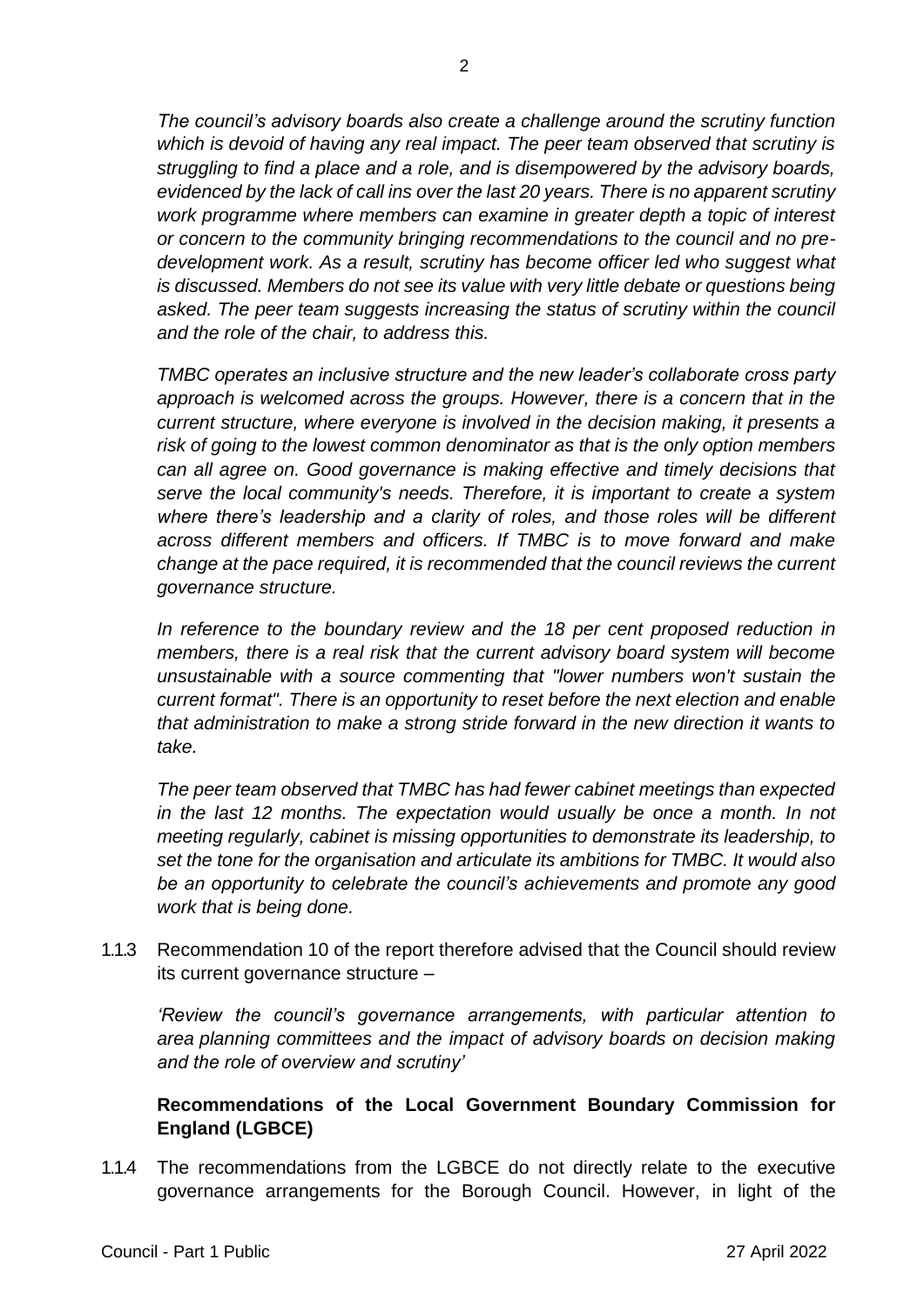*The council's advisory boards also create a challenge around the scrutiny function which is devoid of having any real impact. The peer team observed that scrutiny is struggling to find a place and a role, and is disempowered by the advisory boards, evidenced by the lack of call ins over the last 20 years. There is no apparent scrutiny work programme where members can examine in greater depth a topic of interest or concern to the community bringing recommendations to the council and no pre-development work. As a result, scrutiny has become officer led who suggest what is discussed. Members do not see its value with very little debate or questions being asked. The peer team suggests increasing the status of scrutiny within the council and the role of the chair, to address this.*

*TMBC operates an inclusive structure and the new leader's collaborate cross party approach is welcomed across the groups. However, there is a concern that in the current structure, where everyone is involved in the decision making, it presents a risk of going to the lowest common denominator as that is the only option members can all agree on. Good governance is making effective and timely decisions that serve the local community's needs. Therefore, it is important to create a system where there's leadership and a clarity of roles, and those roles will be different across different members and officers. If TMBC is to move forward and make change at the pace required, it is recommended that the council reviews the current governance structure.*

*In reference to the boundary review and the 18 per cent proposed reduction in members, there is a real risk that the current advisory board system will become unsustainable with a source commenting that "lower numbers won't sustain the current format". There is an opportunity to reset before the next election and enable that administration to make a strong stride forward in the new direction it wants to take.*

*The peer team observed that TMBC has had fewer cabinet meetings than expected in the last 12 months. The expectation would usually be once a month. In not meeting regularly, cabinet is missing opportunities to demonstrate its leadership, to set the tone for the organisation and articulate its ambitions for TMBC. It would also be an opportunity to celebrate the council's achievements and promote any good work that is being done.*

1.1.3 Recommendation 10 of the report therefore advised that the Council should review its current governance structure –

*'Review the council's governance arrangements, with particular attention to area planning committees and the impact of advisory boards on decision making and the role of overview and scrutiny'*

**Recommendations of the Local Government Boundary Commission for England (LGBCE)**

1.1.4 The recommendations from the LGBCE do not directly relate to the executive governance arrangements for the Borough Council. However, in light of the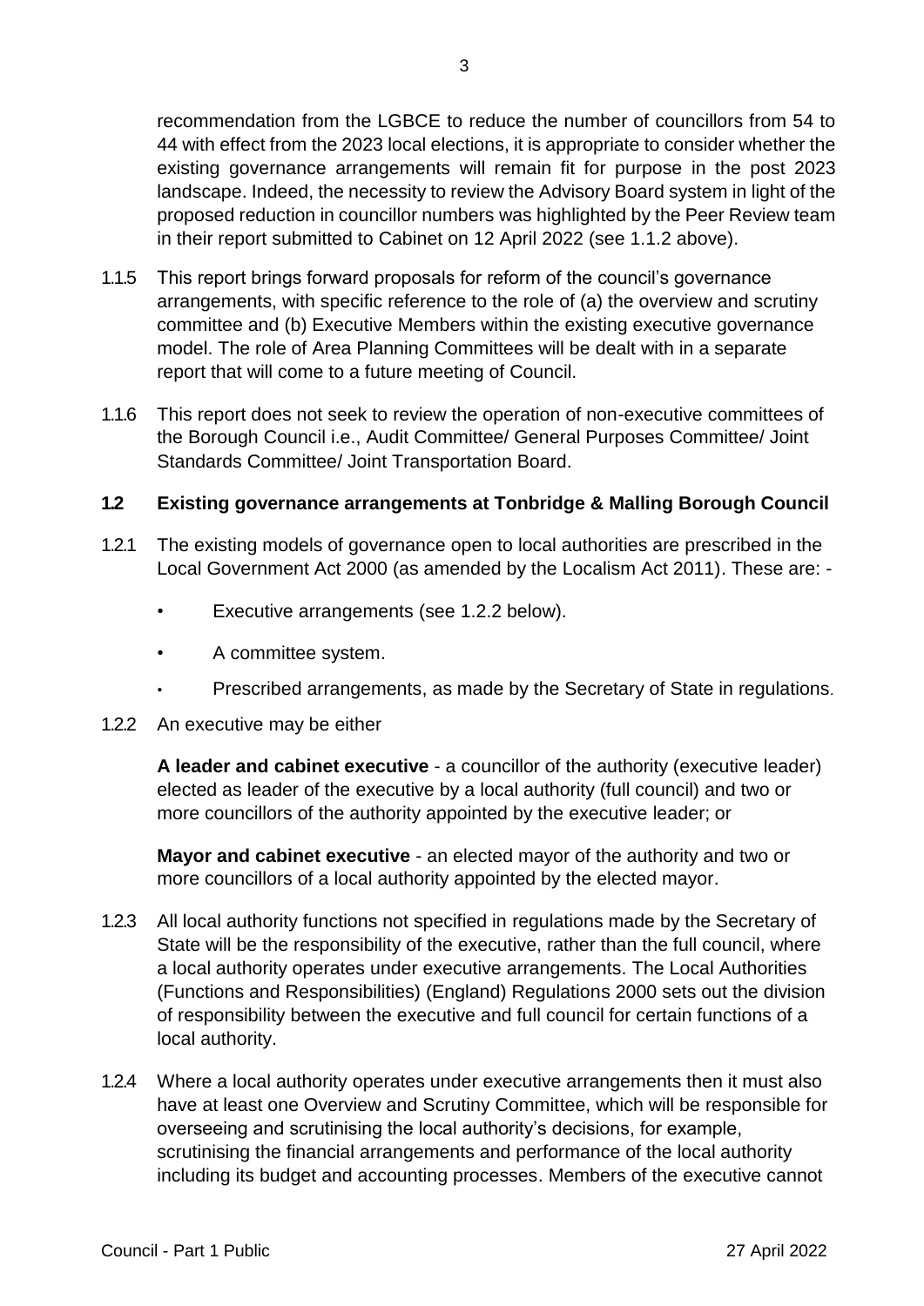recommendation from the LGBCE to reduce the number of councillors from 54 to 44 with effect from the 2023 local elections, it is appropriate to consider whether the existing governance arrangements will remain fit for purpose in the post 2023 landscape. Indeed, the necessity to review the Advisory Board system in light of the proposed reduction in councillor numbers was highlighted by the Peer Review team in their report submitted to Cabinet on 12 April 2022 (see 1.1.2 above).

1.1.5 This report brings forward proposals for reform of the council's governance arrangements, with specific reference to the role of (a) the overview and scrutiny committee and (b) Executive Members within the existing executive governance model. The role of Area Planning Committees will be dealt with in a separate report that will come to a future meeting of Council.

1.1.6 This report does not seek to review the operation of non-executive committees of the Borough Council i.e., Audit Committee/ General Purposes Committee/ Joint Standards Committee/ Joint Transportation Board.

## 1.2 Existing governance arrangements at Tonbridge & Malling Borough Council

1.2.1 The existing models of governance open to local authorities are prescribed in the Local Government Act 2000 (as amended by the Localism Act 2011). These are: -

- Executive arrangements (see 1.2.2 below).
- A committee system.
- Prescribed arrangements, as made by the Secretary of State in regulations.

1.2.2 An executive may be either

**A leader and cabinet executive** - a councillor of the authority (executive leader) elected as leader of the executive by a local authority (full council) and two or more councillors of the authority appointed by the executive leader; or

**Mayor and cabinet executive** - an elected mayor of the authority and two or more councillors of a local authority appointed by the elected mayor.

1.2.3 All local authority functions not specified in regulations made by the Secretary of State will be the responsibility of the executive, rather than the full council, where a local authority operates under executive arrangements. The Local Authorities (Functions and Responsibilities) (England) Regulations 2000 sets out the division of responsibility between the executive and full council for certain functions of a local authority.

1.2.4 Where a local authority operates under executive arrangements then it must also have at least one Overview and Scrutiny Committee, which will be responsible for overseeing and scrutinising the local authority's decisions, for example, scrutinising the financial arrangements and performance of the local authority including its budget and accounting processes. Members of the executive cannot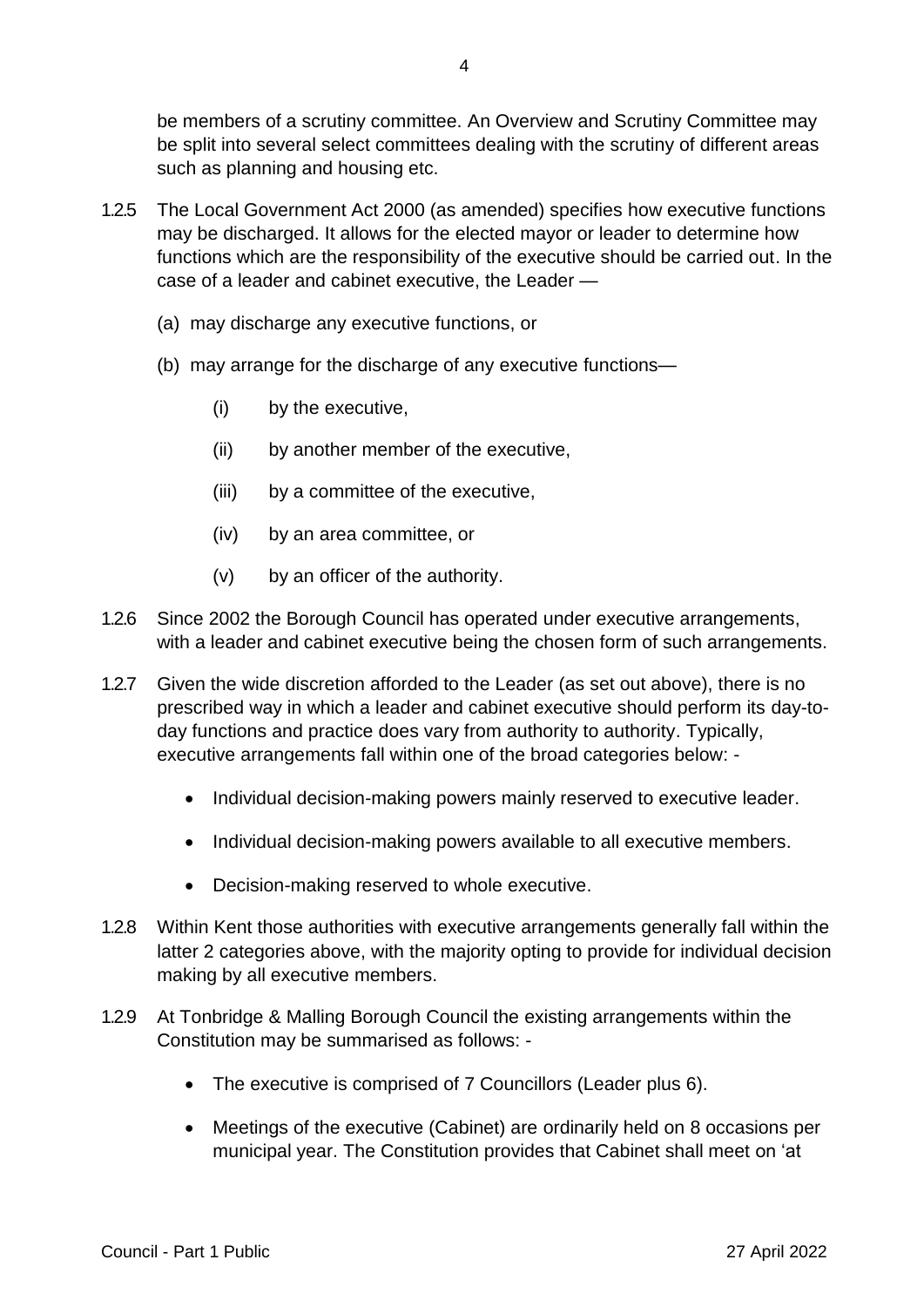be members of a scrutiny committee. An Overview and Scrutiny Committee may be split into several select committees dealing with the scrutiny of different areas such as planning and housing etc.

1.2.5 The Local Government Act 2000 (as amended) specifies how executive functions may be discharged. It allows for the elected mayor or leader to determine how functions which are the responsibility of the executive should be carried out. In the case of a leader and cabinet executive, the Leader —

(a) may discharge any executive functions, or

(b) may arrange for the discharge of any executive functions—

(i) by the executive,

(ii) by another member of the executive,

(iii) by a committee of the executive,

(iv) by an area committee, or

(v) by an officer of the authority.

1.2.6 Since 2002 the Borough Council has operated under executive arrangements, with a leader and cabinet executive being the chosen form of such arrangements.

1.2.7 Given the wide discretion afforded to the Leader (as set out above), there is no prescribed way in which a leader and cabinet executive should perform its day-to-day functions and practice does vary from authority to authority. Typically, executive arrangements fall within one of the broad categories below: -

- Individual decision-making powers mainly reserved to executive leader.
- Individual decision-making powers available to all executive members.
- Decision-making reserved to whole executive.

1.2.8 Within Kent those authorities with executive arrangements generally fall within the latter 2 categories above, with the majority opting to provide for individual decision making by all executive members.

1.2.9 At Tonbridge & Malling Borough Council the existing arrangements within the Constitution may be summarised as follows: -

- The executive is comprised of 7 Councillors (Leader plus 6).
- Meetings of the executive (Cabinet) are ordinarily held on 8 occasions per municipal year. The Constitution provides that Cabinet shall meet on 'at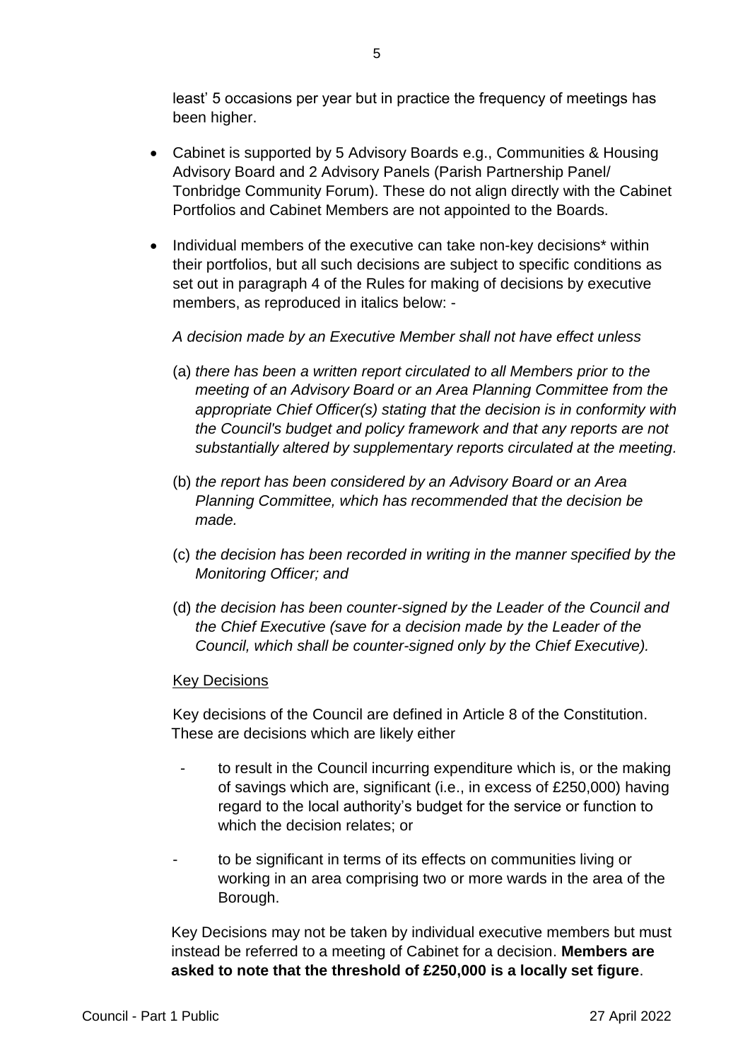least' 5 occasions per year but in practice the frequency of meetings has been higher.

- Cabinet is supported by 5 Advisory Boards e.g., Communities & Housing Advisory Board and 2 Advisory Panels (Parish Partnership Panel/ Tonbridge Community Forum). These do not align directly with the Cabinet Portfolios and Cabinet Members are not appointed to the Boards.

- Individual members of the executive can take non-key decisions* within their portfolios, but all such decisions are subject to specific conditions as set out in paragraph 4 of the Rules for making of decisions by executive members, as reproduced in italics below: -

  *A decision made by an Executive Member shall not have effect unless*

  (a) *there has been a written report circulated to all Members prior to the meeting of an Advisory Board or an Area Planning Committee from the appropriate Chief Officer(s) stating that the decision is in conformity with the Council's budget and policy framework and that any reports are not substantially altered by supplementary reports circulated at the meeting.*

  (b) *the report has been considered by an Advisory Board or an Area Planning Committee, which has recommended that the decision be made.*

  (c) *the decision has been recorded in writing in the manner specified by the Monitoring Officer; and*

  (d) *the decision has been counter-signed by the Leader of the Council and the Chief Executive (save for a decision made by the Leader of the Council, which shall be counter-signed only by the Chief Executive).*

  <u>Key Decisions</u>

  Key decisions of the Council are defined in Article 8 of the Constitution. These are decisions which are likely either

  - to result in the Council incurring expenditure which is, or the making of savings which are, significant (i.e., in excess of £250,000) having regard to the local authority's budget for the service or function to which the decision relates; or

  - to be significant in terms of its effects on communities living or working in an area comprising two or more wards in the area of the Borough.

  Key Decisions may not be taken by individual executive members but must instead be referred to a meeting of Cabinet for a decision. **Members are asked to note that the threshold of £250,000 is a locally set figure**.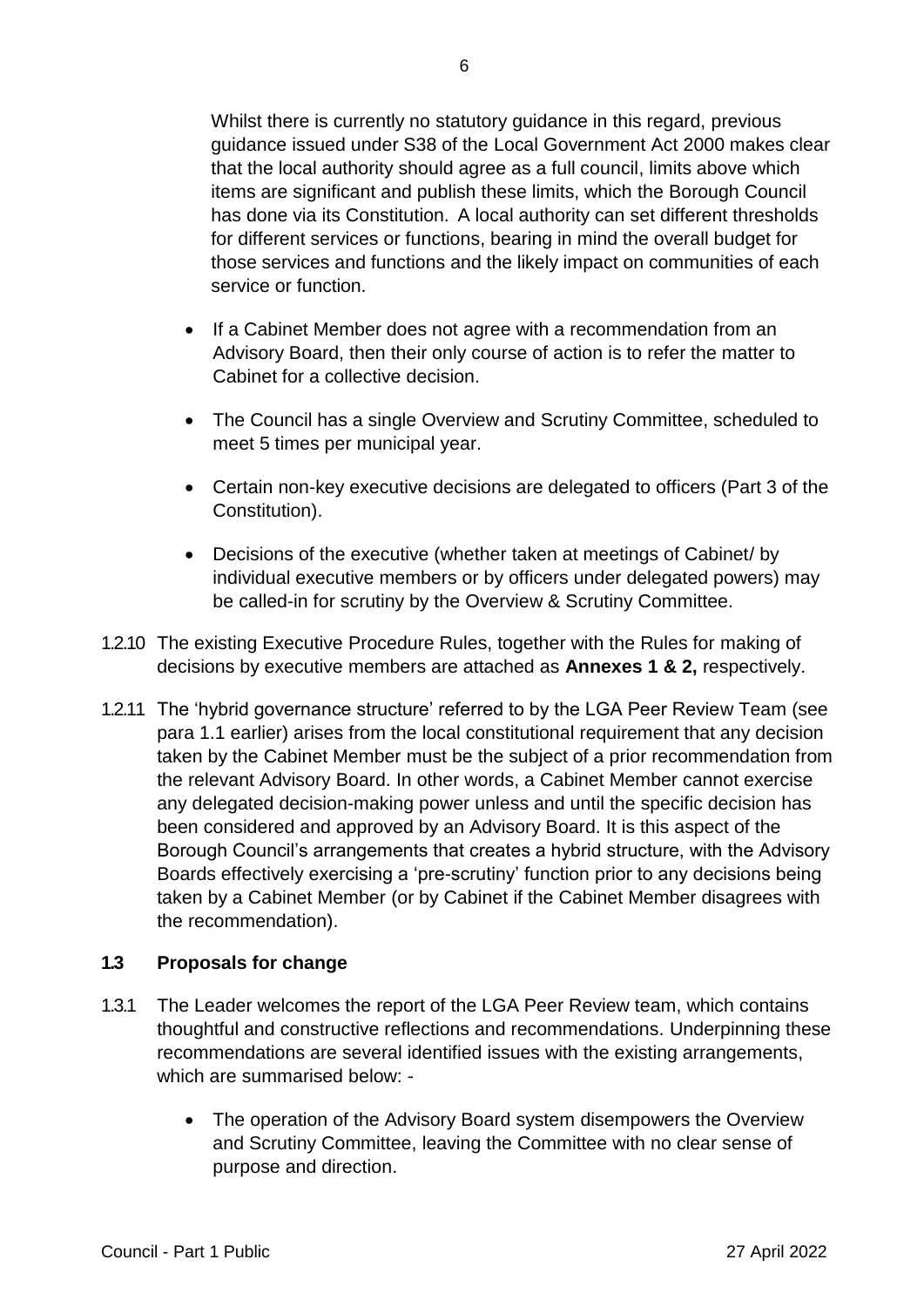Whilst there is currently no statutory guidance in this regard, previous guidance issued under S38 of the Local Government Act 2000 makes clear that the local authority should agree as a full council, limits above which items are significant and publish these limits, which the Borough Council has done via its Constitution. A local authority can set different thresholds for different services or functions, bearing in mind the overall budget for those services and functions and the likely impact on communities of each service or function.

- If a Cabinet Member does not agree with a recommendation from an Advisory Board, then their only course of action is to refer the matter to Cabinet for a collective decision.
- The Council has a single Overview and Scrutiny Committee, scheduled to meet 5 times per municipal year.
- Certain non-key executive decisions are delegated to officers (Part 3 of the Constitution).
- Decisions of the executive (whether taken at meetings of Cabinet/ by individual executive members or by officers under delegated powers) may be called-in for scrutiny by the Overview & Scrutiny Committee.

1.2.10 The existing Executive Procedure Rules, together with the Rules for making of decisions by executive members are attached as **Annexes 1 & 2,** respectively.

1.2.11 The 'hybrid governance structure' referred to by the LGA Peer Review Team (see para 1.1 earlier) arises from the local constitutional requirement that any decision taken by the Cabinet Member must be the subject of a prior recommendation from the relevant Advisory Board. In other words, a Cabinet Member cannot exercise any delegated decision-making power unless and until the specific decision has been considered and approved by an Advisory Board. It is this aspect of the Borough Council's arrangements that creates a hybrid structure, with the Advisory Boards effectively exercising a 'pre-scrutiny' function prior to any decisions being taken by a Cabinet Member (or by Cabinet if the Cabinet Member disagrees with the recommendation).

### 1.3 Proposals for change

1.3.1 The Leader welcomes the report of the LGA Peer Review team, which contains thoughtful and constructive reflections and recommendations. Underpinning these recommendations are several identified issues with the existing arrangements, which are summarised below: -

- The operation of the Advisory Board system disempowers the Overview and Scrutiny Committee, leaving the Committee with no clear sense of purpose and direction.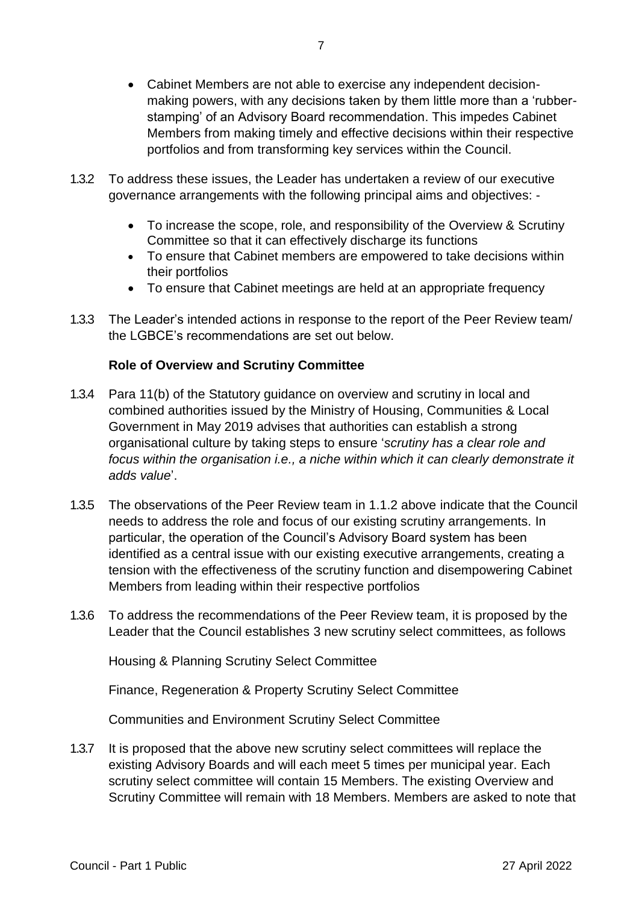- Cabinet Members are not able to exercise any independent decision-making powers, with any decisions taken by them little more than a 'rubber-stamping' of an Advisory Board recommendation. This impedes Cabinet Members from making timely and effective decisions within their respective portfolios and from transforming key services within the Council.

1.3.2 To address these issues, the Leader has undertaken a review of our executive governance arrangements with the following principal aims and objectives: -

- To increase the scope, role, and responsibility of the Overview & Scrutiny Committee so that it can effectively discharge its functions
- To ensure that Cabinet members are empowered to take decisions within their portfolios
- To ensure that Cabinet meetings are held at an appropriate frequency

1.3.3 The Leader's intended actions in response to the report of the Peer Review team/ the LGBCE's recommendations are set out below.

**Role of Overview and Scrutiny Committee**

1.3.4 Para 11(b) of the Statutory guidance on overview and scrutiny in local and combined authorities issued by the Ministry of Housing, Communities & Local Government in May 2019 advises that authorities can establish a strong organisational culture by taking steps to ensure '*scrutiny has a clear role and focus within the organisation i.e., a niche within which it can clearly demonstrate it adds value*'.

1.3.5 The observations of the Peer Review team in 1.1.2 above indicate that the Council needs to address the role and focus of our existing scrutiny arrangements. In particular, the operation of the Council's Advisory Board system has been identified as a central issue with our existing executive arrangements, creating a tension with the effectiveness of the scrutiny function and disempowering Cabinet Members from leading within their respective portfolios

1.3.6 To address the recommendations of the Peer Review team, it is proposed by the Leader that the Council establishes 3 new scrutiny select committees, as follows

Housing & Planning Scrutiny Select Committee

Finance, Regeneration & Property Scrutiny Select Committee

Communities and Environment Scrutiny Select Committee

1.3.7 It is proposed that the above new scrutiny select committees will replace the existing Advisory Boards and will each meet 5 times per municipal year. Each scrutiny select committee will contain 15 Members. The existing Overview and Scrutiny Committee will remain with 18 Members. Members are asked to note that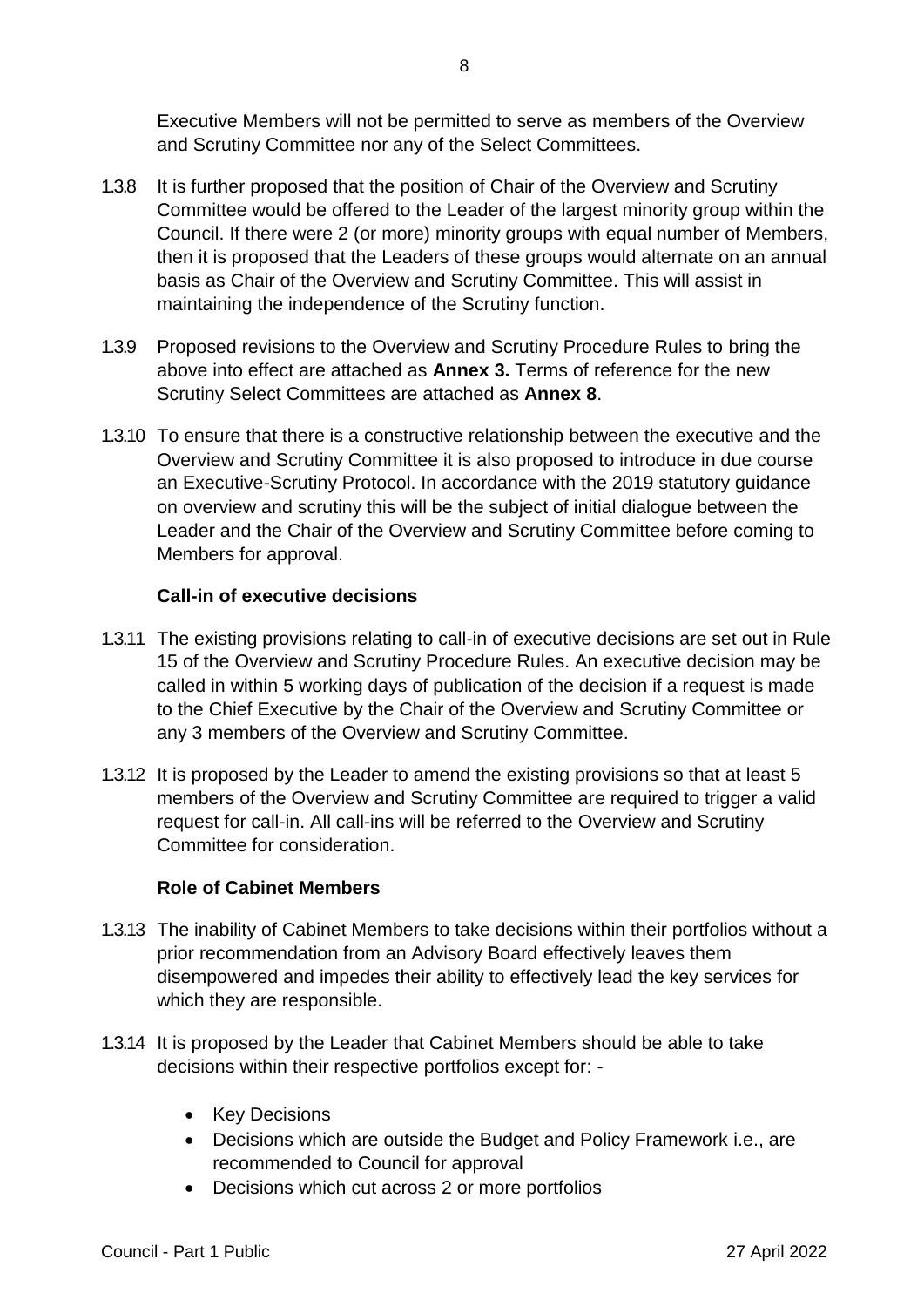Executive Members will not be permitted to serve as members of the Overview and Scrutiny Committee nor any of the Select Committees.

1.3.8 It is further proposed that the position of Chair of the Overview and Scrutiny Committee would be offered to the Leader of the largest minority group within the Council. If there were 2 (or more) minority groups with equal number of Members, then it is proposed that the Leaders of these groups would alternate on an annual basis as Chair of the Overview and Scrutiny Committee. This will assist in maintaining the independence of the Scrutiny function.

1.3.9 Proposed revisions to the Overview and Scrutiny Procedure Rules to bring the above into effect are attached as **Annex 3.** Terms of reference for the new Scrutiny Select Committees are attached as **Annex 8**.

1.3.10 To ensure that there is a constructive relationship between the executive and the Overview and Scrutiny Committee it is also proposed to introduce in due course an Executive-Scrutiny Protocol. In accordance with the 2019 statutory guidance on overview and scrutiny this will be the subject of initial dialogue between the Leader and the Chair of the Overview and Scrutiny Committee before coming to Members for approval.

**Call-in of executive decisions**

1.3.11 The existing provisions relating to call-in of executive decisions are set out in Rule 15 of the Overview and Scrutiny Procedure Rules. An executive decision may be called in within 5 working days of publication of the decision if a request is made to the Chief Executive by the Chair of the Overview and Scrutiny Committee or any 3 members of the Overview and Scrutiny Committee.

1.3.12 It is proposed by the Leader to amend the existing provisions so that at least 5 members of the Overview and Scrutiny Committee are required to trigger a valid request for call-in. All call-ins will be referred to the Overview and Scrutiny Committee for consideration.

**Role of Cabinet Members**

1.3.13 The inability of Cabinet Members to take decisions within their portfolios without a prior recommendation from an Advisory Board effectively leaves them disempowered and impedes their ability to effectively lead the key services for which they are responsible.

1.3.14 It is proposed by the Leader that Cabinet Members should be able to take decisions within their respective portfolios except for: -

- Key Decisions
- Decisions which are outside the Budget and Policy Framework i.e., are recommended to Council for approval
- Decisions which cut across 2 or more portfolios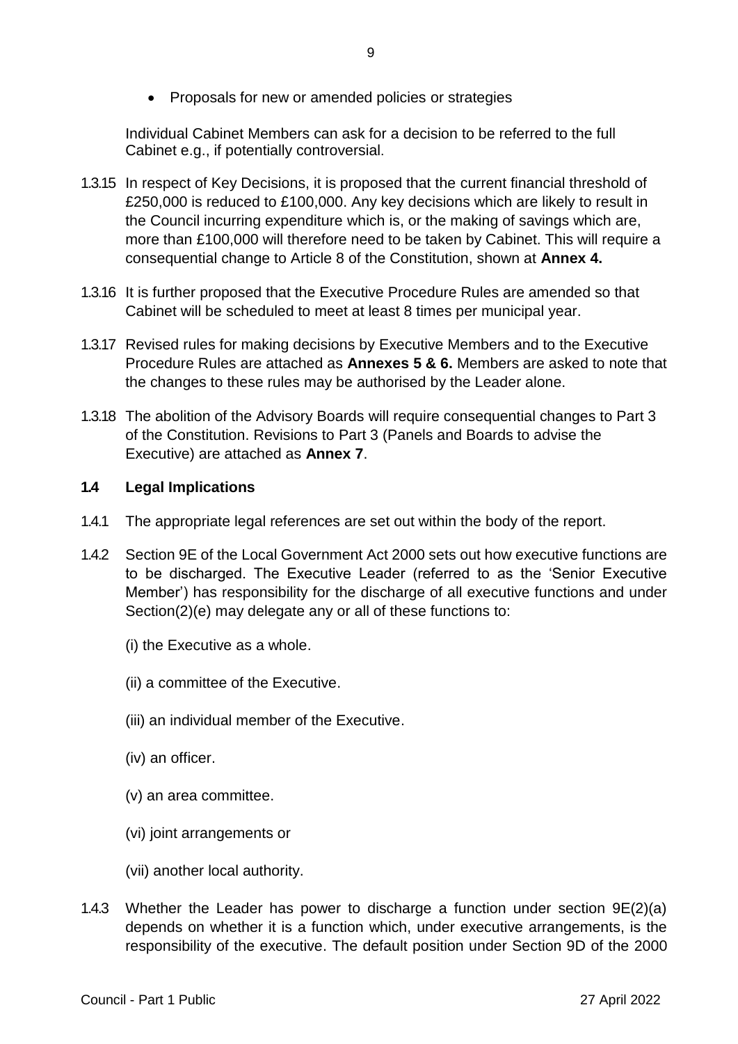- Proposals for new or amended policies or strategies

Individual Cabinet Members can ask for a decision to be referred to the full Cabinet e.g., if potentially controversial.

1.3.15 In respect of Key Decisions, it is proposed that the current financial threshold of £250,000 is reduced to £100,000. Any key decisions which are likely to result in the Council incurring expenditure which is, or the making of savings which are, more than £100,000 will therefore need to be taken by Cabinet. This will require a consequential change to Article 8 of the Constitution, shown at **Annex 4.**

1.3.16 It is further proposed that the Executive Procedure Rules are amended so that Cabinet will be scheduled to meet at least 8 times per municipal year.

1.3.17 Revised rules for making decisions by Executive Members and to the Executive Procedure Rules are attached as **Annexes 5 & 6.** Members are asked to note that the changes to these rules may be authorised by the Leader alone.

1.3.18 The abolition of the Advisory Boards will require consequential changes to Part 3 of the Constitution. Revisions to Part 3 (Panels and Boards to advise the Executive) are attached as **Annex 7**.

### 1.4 Legal Implications

1.4.1 The appropriate legal references are set out within the body of the report.

1.4.2 Section 9E of the Local Government Act 2000 sets out how executive functions are to be discharged. The Executive Leader (referred to as the 'Senior Executive Member') has responsibility for the discharge of all executive functions and under Section(2)(e) may delegate any or all of these functions to:

(i) the Executive as a whole.

(ii) a committee of the Executive.

(iii) an individual member of the Executive.

(iv) an officer.

(v) an area committee.

(vi) joint arrangements or

(vii) another local authority.

1.4.3 Whether the Leader has power to discharge a function under section 9E(2)(a) depends on whether it is a function which, under executive arrangements, is the responsibility of the executive. The default position under Section 9D of the 2000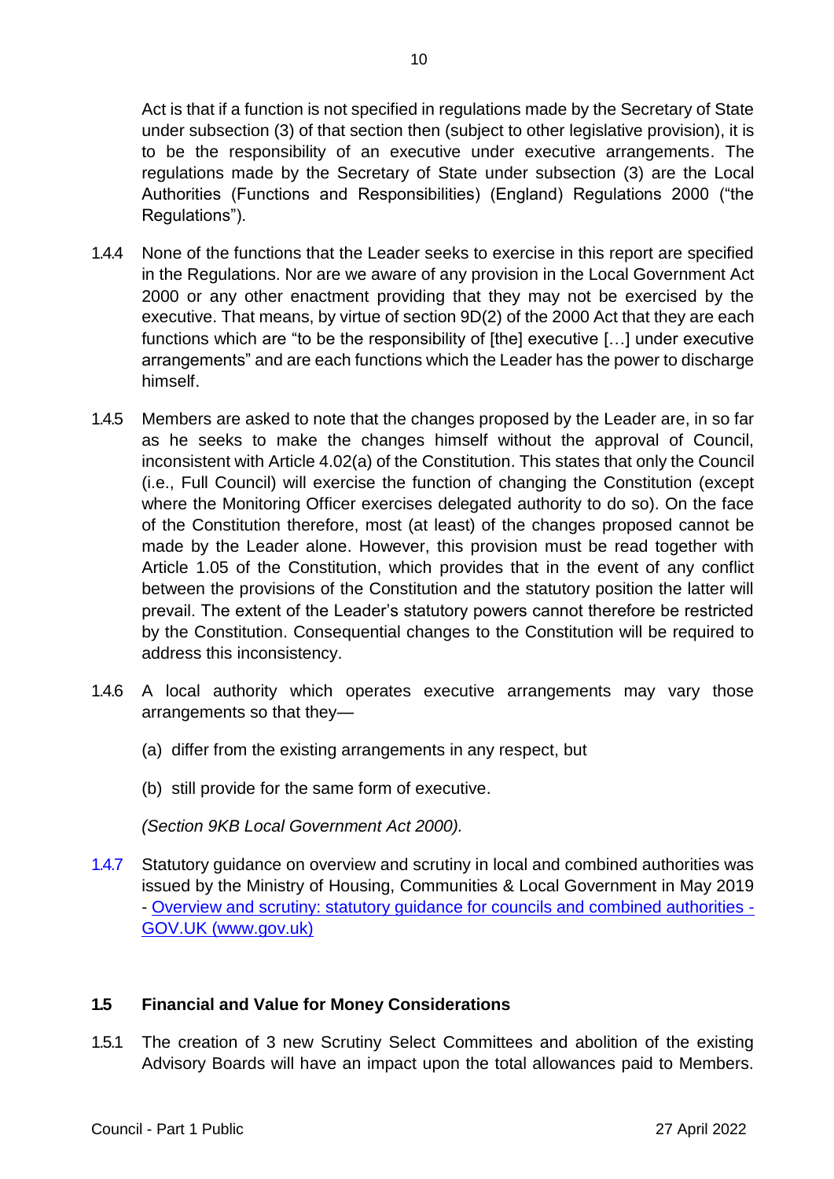Act is that if a function is not specified in regulations made by the Secretary of State under subsection (3) of that section then (subject to other legislative provision), it is to be the responsibility of an executive under executive arrangements. The regulations made by the Secretary of State under subsection (3) are the Local Authorities (Functions and Responsibilities) (England) Regulations 2000 ("the Regulations").

1.4.4 None of the functions that the Leader seeks to exercise in this report are specified in the Regulations. Nor are we aware of any provision in the Local Government Act 2000 or any other enactment providing that they may not be exercised by the executive. That means, by virtue of section 9D(2) of the 2000 Act that they are each functions which are "to be the responsibility of [the] executive […] under executive arrangements" and are each functions which the Leader has the power to discharge himself.

1.4.5 Members are asked to note that the changes proposed by the Leader are, in so far as he seeks to make the changes himself without the approval of Council, inconsistent with Article 4.02(a) of the Constitution. This states that only the Council (i.e., Full Council) will exercise the function of changing the Constitution (except where the Monitoring Officer exercises delegated authority to do so). On the face of the Constitution therefore, most (at least) of the changes proposed cannot be made by the Leader alone. However, this provision must be read together with Article 1.05 of the Constitution, which provides that in the event of any conflict between the provisions of the Constitution and the statutory position the latter will prevail. The extent of the Leader's statutory powers cannot therefore be restricted by the Constitution. Consequential changes to the Constitution will be required to address this inconsistency.

1.4.6 A local authority which operates executive arrangements may vary those arrangements so that they—

(a) differ from the existing arrangements in any respect, but

(b) still provide for the same form of executive.

*(Section 9KB Local Government Act 2000).*

1.4.7 Statutory guidance on overview and scrutiny in local and combined authorities was issued by the Ministry of Housing, Communities & Local Government in May 2019 - [Overview and scrutiny: statutory guidance for councils and combined authorities - GOV.UK (www.gov.uk)]

## 1.5 Financial and Value for Money Considerations

1.5.1 The creation of 3 new Scrutiny Select Committees and abolition of the existing Advisory Boards will have an impact upon the total allowances paid to Members.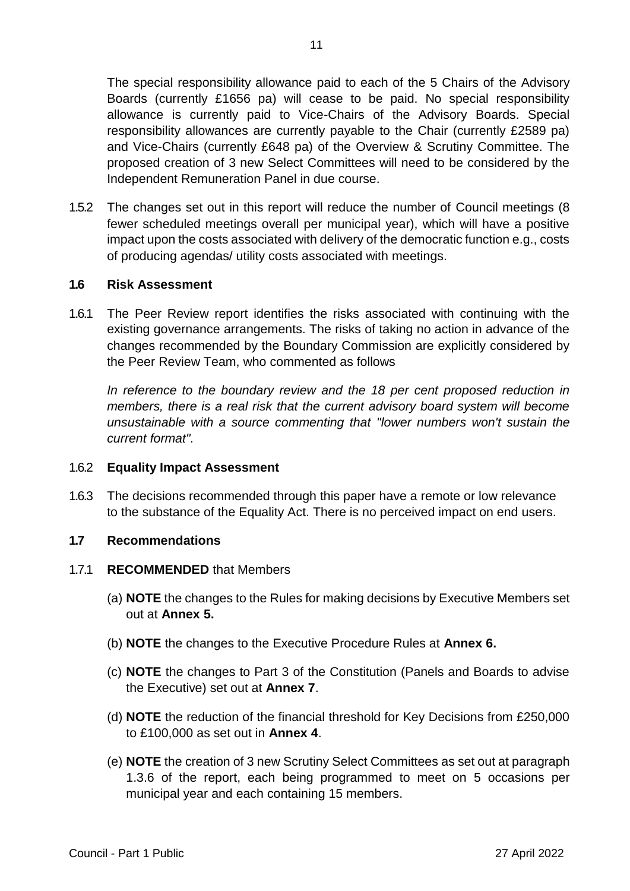The special responsibility allowance paid to each of the 5 Chairs of the Advisory Boards (currently £1656 pa) will cease to be paid. No special responsibility allowance is currently paid to Vice-Chairs of the Advisory Boards. Special responsibility allowances are currently payable to the Chair (currently £2589 pa) and Vice-Chairs (currently £648 pa) of the Overview & Scrutiny Committee. The proposed creation of 3 new Select Committees will need to be considered by the Independent Remuneration Panel in due course.

1.5.2 The changes set out in this report will reduce the number of Council meetings (8 fewer scheduled meetings overall per municipal year), which will have a positive impact upon the costs associated with delivery of the democratic function e.g., costs of producing agendas/ utility costs associated with meetings.

### 1.6 Risk Assessment

1.6.1 The Peer Review report identifies the risks associated with continuing with the existing governance arrangements. The risks of taking no action in advance of the changes recommended by the Boundary Commission are explicitly considered by the Peer Review Team, who commented as follows

*In reference to the boundary review and the 18 per cent proposed reduction in members, there is a real risk that the current advisory board system will become unsustainable with a source commenting that "lower numbers won't sustain the current format".*

1.6.2 **Equality Impact Assessment**

1.6.3 The decisions recommended through this paper have a remote or low relevance to the substance of the Equality Act. There is no perceived impact on end users.

### 1.7 Recommendations

1.7.1 **RECOMMENDED** that Members

(a) **NOTE** the changes to the Rules for making decisions by Executive Members set out at **Annex 5.**

(b) **NOTE** the changes to the Executive Procedure Rules at **Annex 6.**

(c) **NOTE** the changes to Part 3 of the Constitution (Panels and Boards to advise the Executive) set out at **Annex 7**.

(d) **NOTE** the reduction of the financial threshold for Key Decisions from £250,000 to £100,000 as set out in **Annex 4**.

(e) **NOTE** the creation of 3 new Scrutiny Select Committees as set out at paragraph 1.3.6 of the report, each being programmed to meet on 5 occasions per municipal year and each containing 15 members.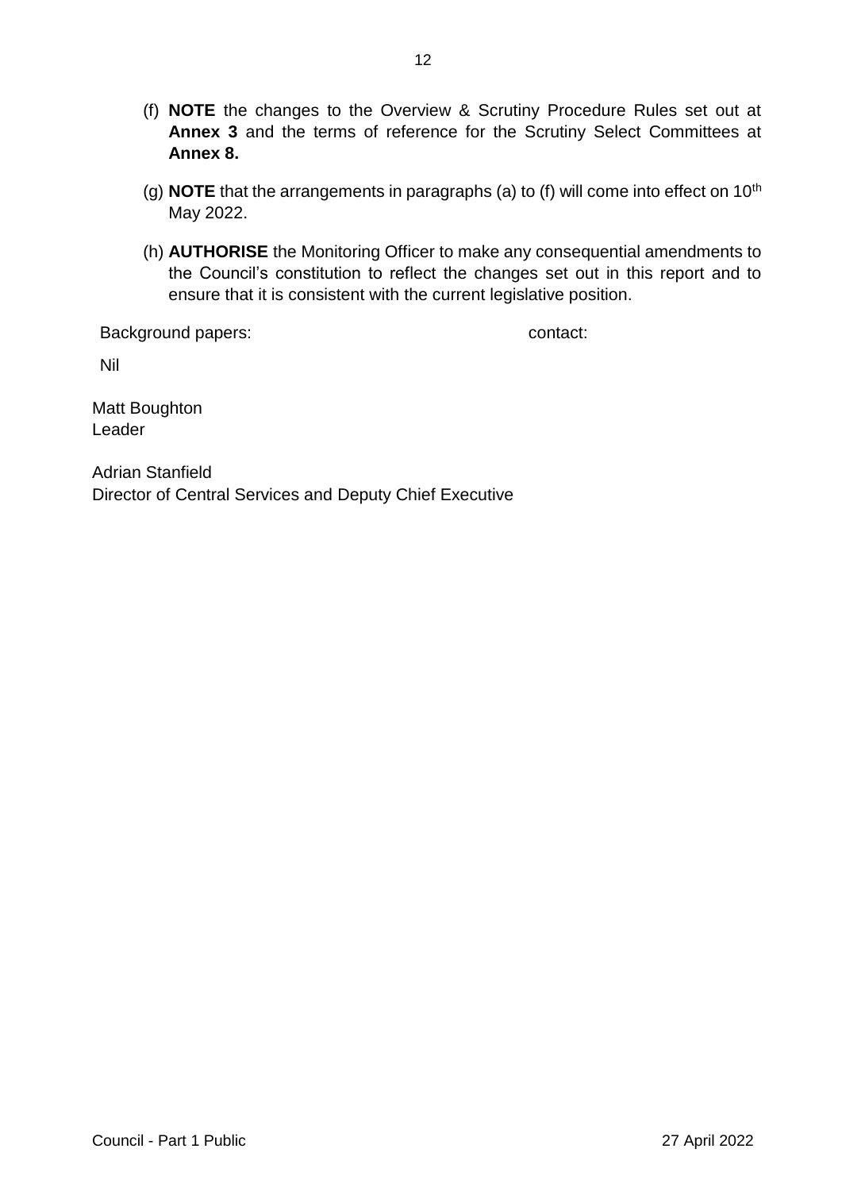(f) **NOTE** the changes to the Overview & Scrutiny Procedure Rules set out at **Annex 3** and the terms of reference for the Scrutiny Select Committees at **Annex 8.**

(g) **NOTE** that the arrangements in paragraphs (a) to (f) will come into effect on 10th May 2022.

(h) **AUTHORISE** the Monitoring Officer to make any consequential amendments to the Council's constitution to reflect the changes set out in this report and to ensure that it is consistent with the current legislative position.

Background papers: contact:

Nil

Matt Boughton
Leader

Adrian Stanfield
Director of Central Services and Deputy Chief Executive